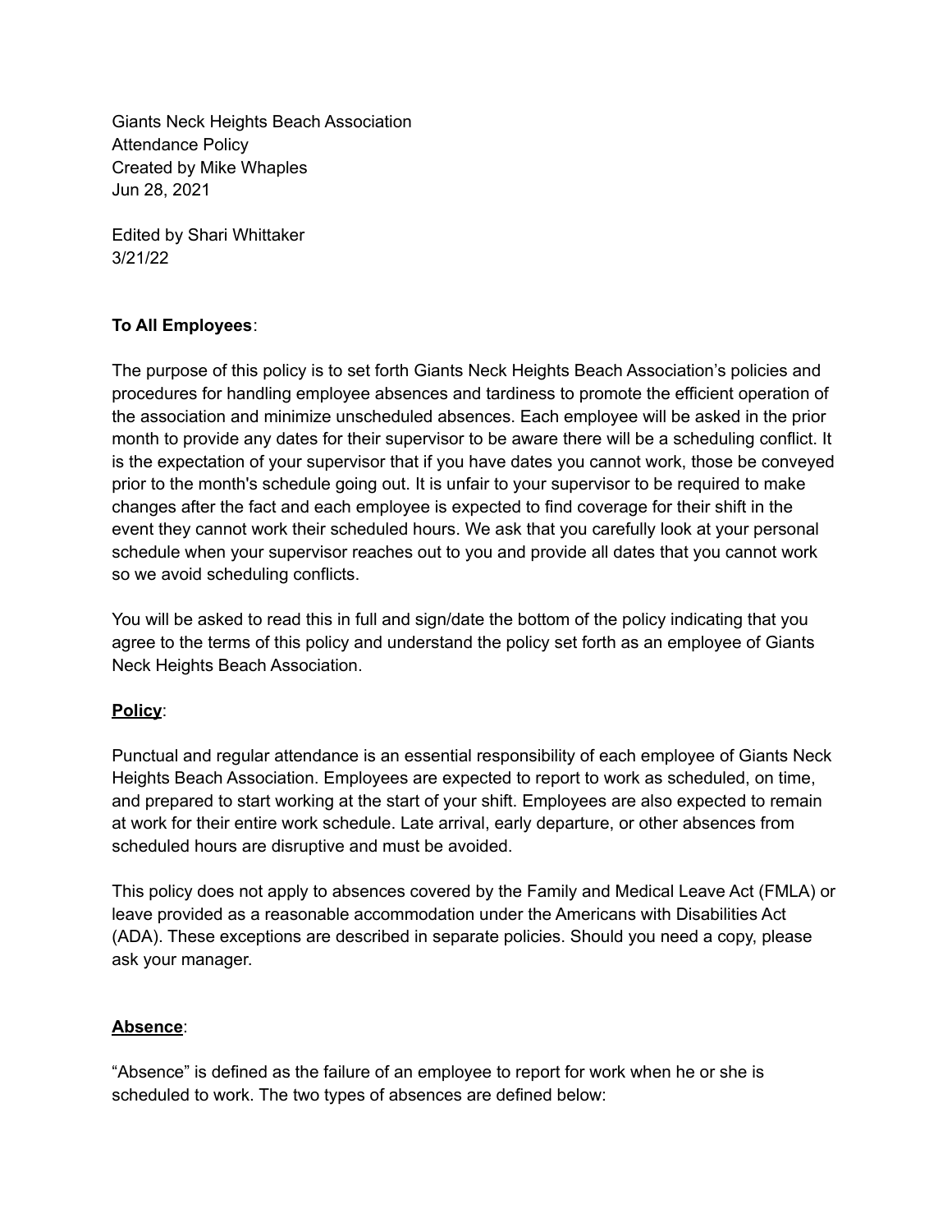Giants Neck Heights Beach Association
Attendance Policy
Created by Mike Whaples
Jun 28, 2021

Edited by Shari Whittaker
3/21/22

**To All Employees**:

The purpose of this policy is to set forth Giants Neck Heights Beach Association's policies and procedures for handling employee absences and tardiness to promote the efficient operation of the association and minimize unscheduled absences. Each employee will be asked in the prior month to provide any dates for their supervisor to be aware there will be a scheduling conflict. It is the expectation of your supervisor that if you have dates you cannot work, those be conveyed prior to the month's schedule going out. It is unfair to your supervisor to be required to make changes after the fact and each employee is expected to find coverage for their shift in the event they cannot work their scheduled hours. We ask that you carefully look at your personal schedule when your supervisor reaches out to you and provide all dates that you cannot work so we avoid scheduling conflicts.

You will be asked to read this in full and sign/date the bottom of the policy indicating that you agree to the terms of this policy and understand the policy set forth as an employee of Giants Neck Heights Beach Association.

**<u>Policy</u>**:

Punctual and regular attendance is an essential responsibility of each employee of Giants Neck Heights Beach Association. Employees are expected to report to work as scheduled, on time, and prepared to start working at the start of your shift. Employees are also expected to remain at work for their entire work schedule. Late arrival, early departure, or other absences from scheduled hours are disruptive and must be avoided.

This policy does not apply to absences covered by the Family and Medical Leave Act (FMLA) or leave provided as a reasonable accommodation under the Americans with Disabilities Act (ADA). These exceptions are described in separate policies. Should you need a copy, please ask your manager.

**<u>Absence</u>**:

"Absence" is defined as the failure of an employee to report for work when he or she is scheduled to work. The two types of absences are defined below: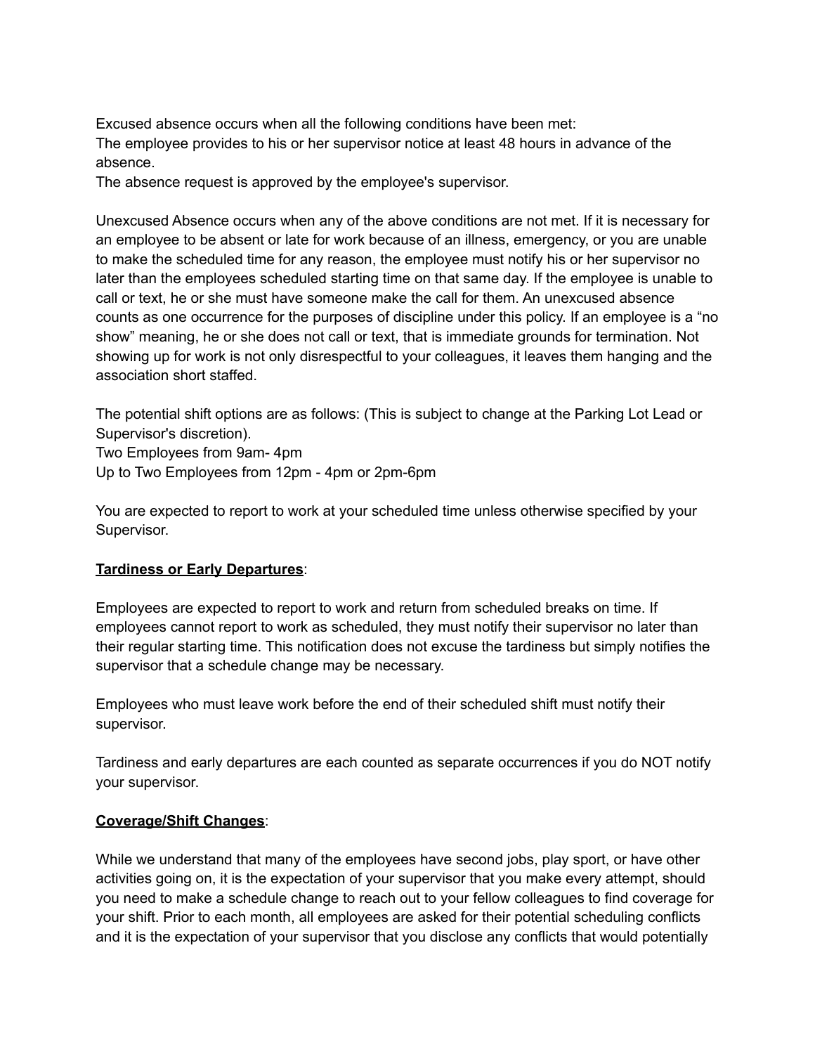Excused absence occurs when all the following conditions have been met:
The employee provides to his or her supervisor notice at least 48 hours in advance of the absence.
The absence request is approved by the employee's supervisor.

Unexcused Absence occurs when any of the above conditions are not met. If it is necessary for an employee to be absent or late for work because of an illness, emergency, or you are unable to make the scheduled time for any reason, the employee must notify his or her supervisor no later than the employees scheduled starting time on that same day. If the employee is unable to call or text, he or she must have someone make the call for them. An unexcused absence counts as one occurrence for the purposes of discipline under this policy. If an employee is a "no show" meaning, he or she does not call or text, that is immediate grounds for termination. Not showing up for work is not only disrespectful to your colleagues, it leaves them hanging and the association short staffed.

The potential shift options are as follows: (This is subject to change at the Parking Lot Lead or Supervisor's discretion).
Two Employees from 9am- 4pm
Up to Two Employees from 12pm - 4pm or 2pm-6pm

You are expected to report to work at your scheduled time unless otherwise specified by your Supervisor.

**Tardiness or Early Departures**:

Employees are expected to report to work and return from scheduled breaks on time. If employees cannot report to work as scheduled, they must notify their supervisor no later than their regular starting time. This notification does not excuse the tardiness but simply notifies the supervisor that a schedule change may be necessary.

Employees who must leave work before the end of their scheduled shift must notify their supervisor.

Tardiness and early departures are each counted as separate occurrences if you do NOT notify your supervisor.

**Coverage/Shift Changes**:

While we understand that many of the employees have second jobs, play sport, or have other activities going on, it is the expectation of your supervisor that you make every attempt, should you need to make a schedule change to reach out to your fellow colleagues to find coverage for your shift. Prior to each month, all employees are asked for their potential scheduling conflicts and it is the expectation of your supervisor that you disclose any conflicts that would potentially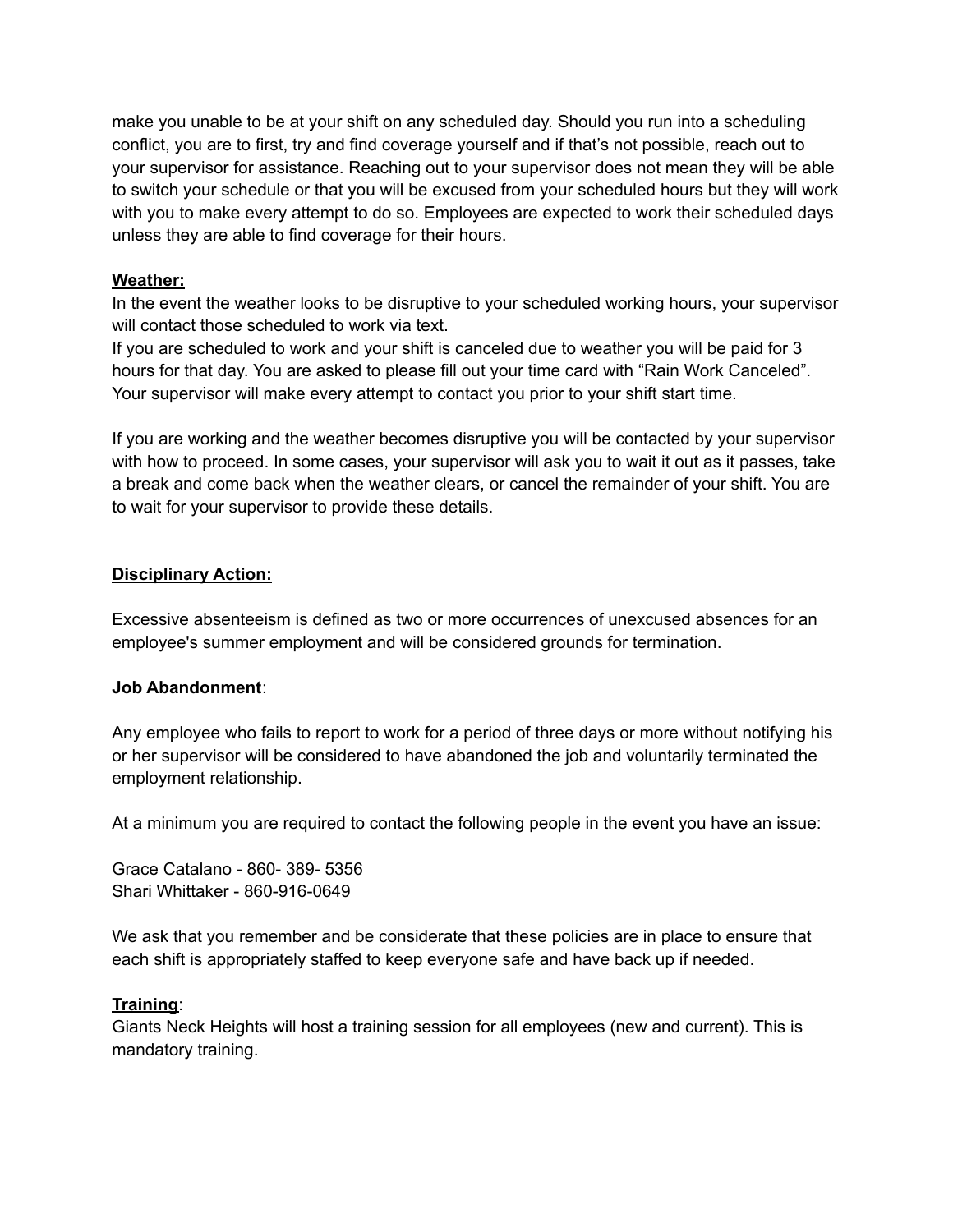make you unable to be at your shift on any scheduled day. Should you run into a scheduling conflict, you are to first, try and find coverage yourself and if that's not possible, reach out to your supervisor for assistance. Reaching out to your supervisor does not mean they will be able to switch your schedule or that you will be excused from your scheduled hours but they will work with you to make every attempt to do so. Employees are expected to work their scheduled days unless they are able to find coverage for their hours.

**Weather:**

In the event the weather looks to be disruptive to your scheduled working hours, your supervisor will contact those scheduled to work via text.

If you are scheduled to work and your shift is canceled due to weather you will be paid for 3 hours for that day. You are asked to please fill out your time card with "Rain Work Canceled". Your supervisor will make every attempt to contact you prior to your shift start time.

If you are working and the weather becomes disruptive you will be contacted by your supervisor with how to proceed. In some cases, your supervisor will ask you to wait it out as it passes, take a break and come back when the weather clears, or cancel the remainder of your shift. You are to wait for your supervisor to provide these details.

**Disciplinary Action:**

Excessive absenteeism is defined as two or more occurrences of unexcused absences for an employee's summer employment and will be considered grounds for termination.

**Job Abandonment**:

Any employee who fails to report to work for a period of three days or more without notifying his or her supervisor will be considered to have abandoned the job and voluntarily terminated the employment relationship.

At a minimum you are required to contact the following people in the event you have an issue:

Grace Catalano - 860- 389- 5356
Shari Whittaker - 860-916-0649

We ask that you remember and be considerate that these policies are in place to ensure that each shift is appropriately staffed to keep everyone safe and have back up if needed.

**Training**:

Giants Neck Heights will host a training session for all employees (new and current). This is mandatory training.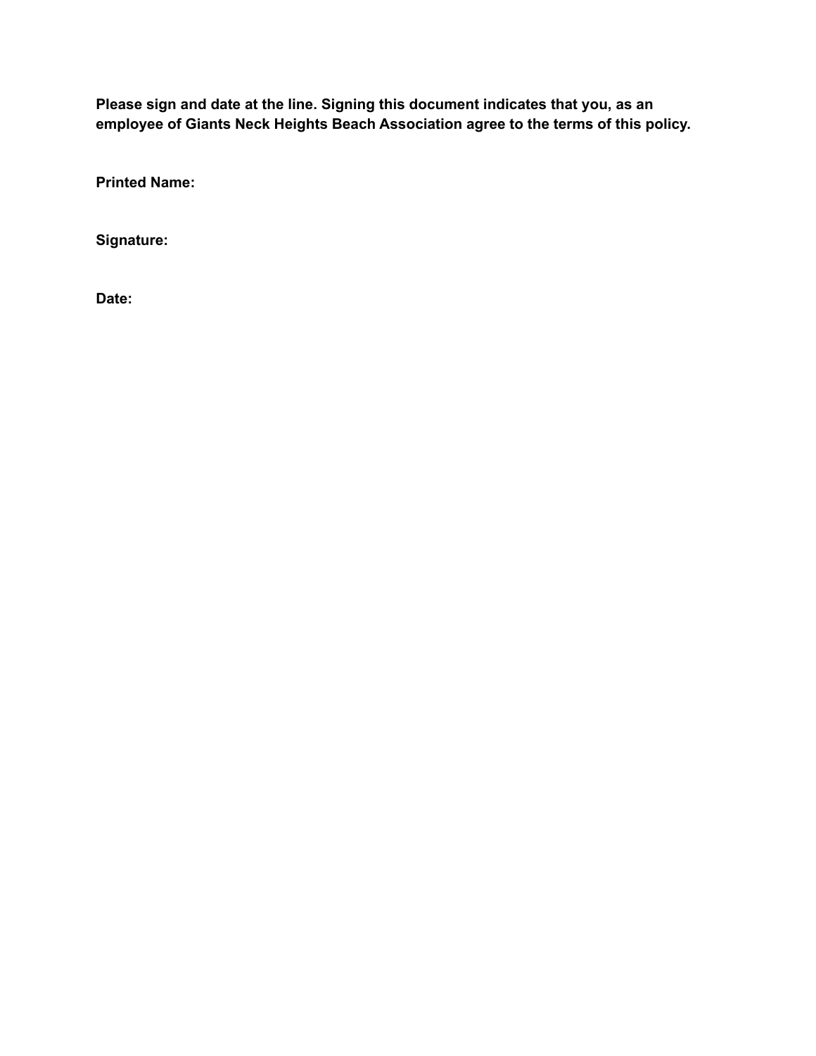**Please sign and date at the line. Signing this document indicates that you, as an employee of Giants Neck Heights Beach Association agree to the terms of this policy.**

**Printed Name:**

**Signature:**

**Date:**